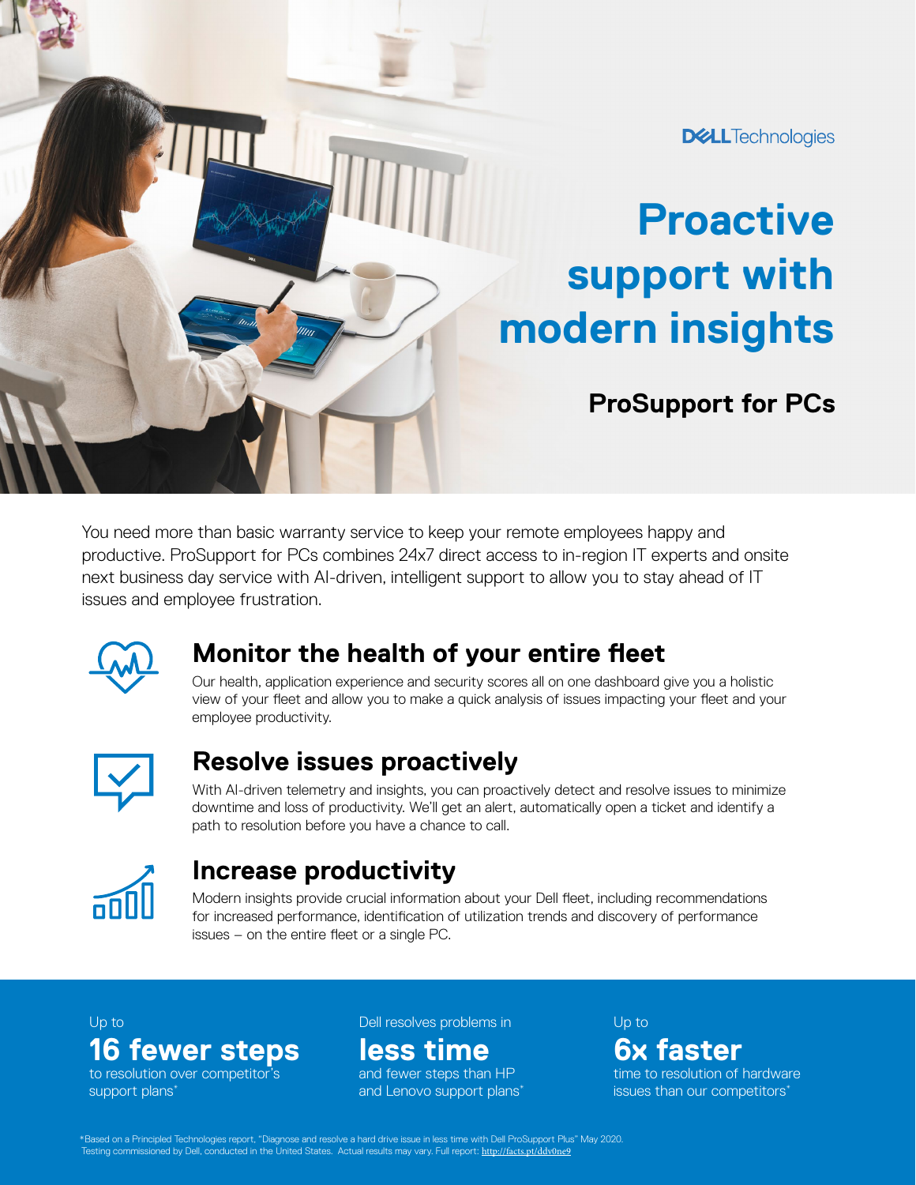DELL Technologies

# Proactive support with modern insights

## ProSupport for PCs

You need more than basic warranty service to keep your remote employees happy and productive. ProSupport for PCs combines 24x7 direct access to in-region IT experts and onsite next business day service with AI-driven, intelligent support to allow you to stay ahead of IT issues and employee frustration.

### Monitor the health of your entire fleet

Our health, application experience and security scores all on one dashboard give you a holistic view of your fleet and allow you to make a quick analysis of issues impacting your fleet and your employee productivity.

### Resolve issues proactively

With AI-driven telemetry and insights, you can proactively detect and resolve issues to minimize downtime and loss of productivity. We'll get an alert, automatically open a ticket and identify a path to resolution before you have a chance to call.

### Increase productivity

Modern insights provide crucial information about your Dell fleet, including recommendations for increased performance, identification of utilization trends and discovery of performance issues – on the entire fleet or a single PC.

Up to
**16 fewer steps**
to resolution over competitor's support plans*

Dell resolves problems in
**less time**
and fewer steps than HP and Lenovo support plans*

Up to
**6x faster**
time to resolution of hardware issues than our competitors*

*Based on a Principled Technologies report, "Diagnose and resolve a hard drive issue in less time with Dell ProSupport Plus" May 2020. Testing commissioned by Dell, conducted in the United States. Actual results may vary. Full report: http://facts.pt/ddv0ne9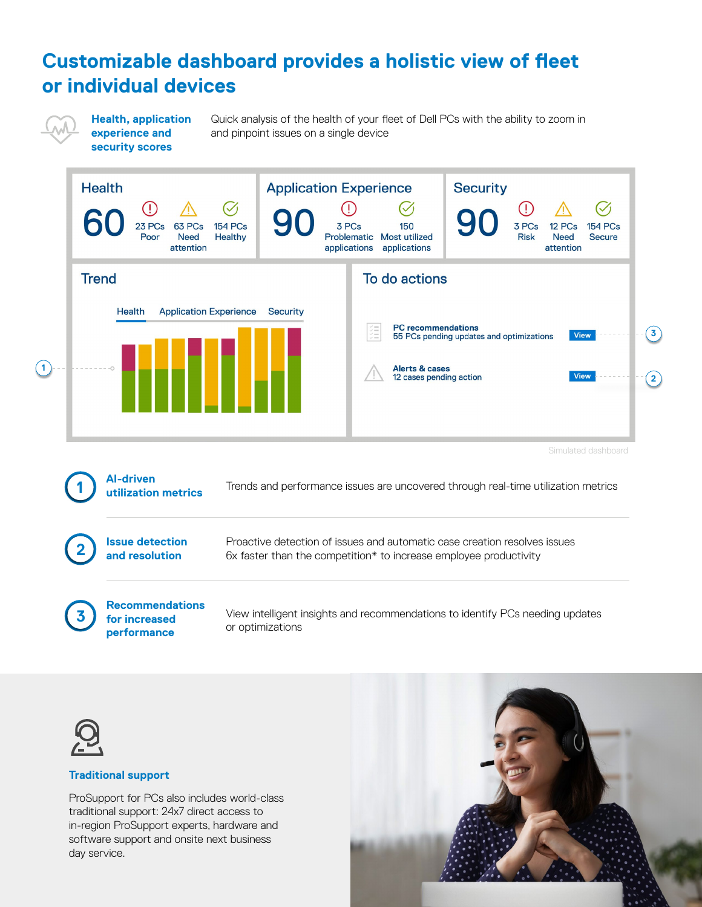# Customizable dashboard provides a holistic view of fleet or individual devices

**Health, application experience and security scores**

Quick analysis of the health of your fleet of Dell PCs with the ability to zoom in and pinpoint issues on a single device

Health
60
23 PCs Poor
63 PCs Need attention
154 PCs Healthy

Application Experience
90
3 PCs Problematic applications
150 Most utilized applications

Security
90
3 PCs Risk
12 PCs Need attention
154 PCs Secure

Trend
Health
Application Experience
Security

To do actions

PC recommendations
55 PCs pending updates and optimizations
View

Alerts & cases
12 cases pending action
View

Simulated dashboard

**1 AI-driven utilization metrics**

Trends and performance issues are uncovered through real-time utilization metrics

**2 Issue detection and resolution**

Proactive detection of issues and automatic case creation resolves issues 6x faster than the competition* to increase employee productivity

**3 Recommendations for increased performance**

View intelligent insights and recommendations to identify PCs needing updates or optimizations

**Traditional support**

ProSupport for PCs also includes world-class traditional support: 24x7 direct access to in-region ProSupport experts, hardware and software support and onsite next business day service.